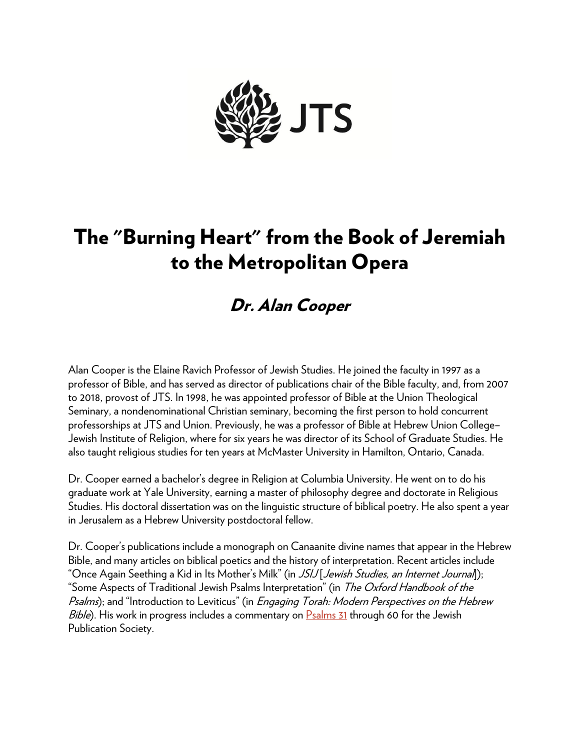JTS

# The "Burning Heart" from the Book of Jeremiah to the Metropolitan Opera

## *Dr. Alan Cooper*

Alan Cooper is the Elaine Ravich Professor of Jewish Studies. He joined the faculty in 1997 as a professor of Bible, and has served as director of publications chair of the Bible faculty, and, from 2007 to 2018, provost of JTS. In 1998, he was appointed professor of Bible at the Union Theological Seminary, a nondenominational Christian seminary, becoming the first person to hold concurrent professorships at JTS and Union. Previously, he was a professor of Bible at Hebrew Union College–Jewish Institute of Religion, where for six years he was director of its School of Graduate Studies. He also taught religious studies for ten years at McMaster University in Hamilton, Ontario, Canada.

Dr. Cooper earned a bachelor's degree in Religion at Columbia University. He went on to do his graduate work at Yale University, earning a master of philosophy degree and doctorate in Religious Studies. His doctoral dissertation was on the linguistic structure of biblical poetry. He also spent a year in Jerusalem as a Hebrew University postdoctoral fellow.

Dr. Cooper's publications include a monograph on Canaanite divine names that appear in the Hebrew Bible, and many articles on biblical poetics and the history of interpretation. Recent articles include "Once Again Seething a Kid in Its Mother's Milk" (in *JSIJ* [*Jewish Studies, an Internet Journal*]); "Some Aspects of Traditional Jewish Psalms Interpretation" (in *The Oxford Handbook of the Psalms*); and "Introduction to Leviticus" (in *Engaging Torah: Modern Perspectives on the Hebrew Bible*). His work in progress includes a commentary on Psalms 31 through 60 for the Jewish Publication Society.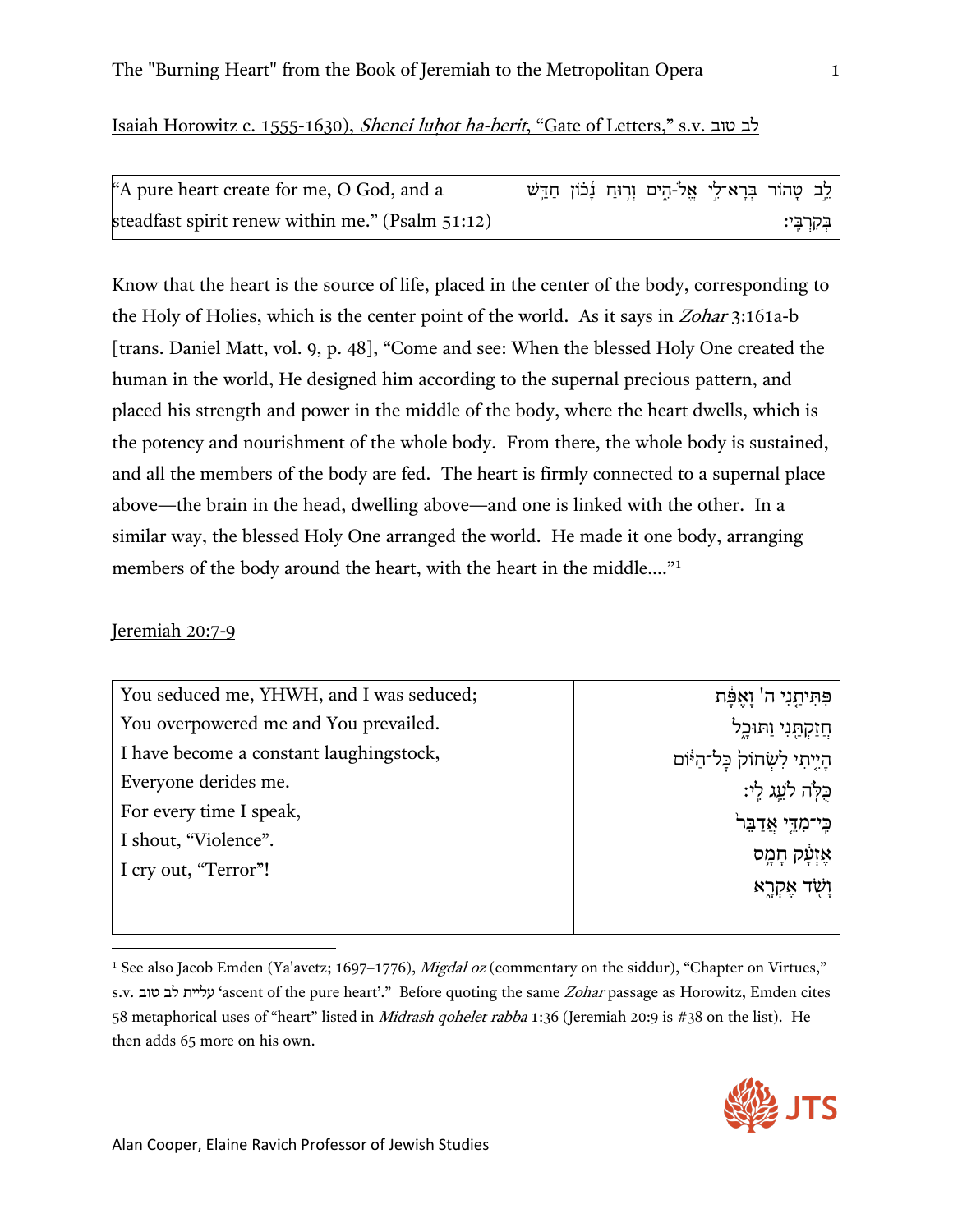Isaiah Horowitz c. 1555-1630), *Shenei luḥot ha-berit*, "Gate of Letters," s.v. לב טוב

| "A pure heart create for me, O God, and a steadfast spirit renew within me." (Psalm 51:12) | לֵ֣ב טָ֭הוֹר בְּרָא־לִ֣י אֱלֹ-הִ֑ים וְר֥וּחַ נָ֝כ֗וֹן חַדֵּ֥שׁ בְּקִרְבִּֽי׃ |
|---|---|

Know that the heart is the source of life, placed in the center of the body, corresponding to the Holy of Holies, which is the center point of the world. As it says in *Zohar* 3:161a-b [trans. Daniel Matt, vol. 9, p. 48], "Come and see: When the blessed Holy One created the human in the world, He designed him according to the supernal precious pattern, and placed his strength and power in the middle of the body, where the heart dwells, which is the potency and nourishment of the whole body. From there, the whole body is sustained, and all the members of the body are fed. The heart is firmly connected to a supernal place above—the brain in the head, dwelling above—and one is linked with the other. In a similar way, the blessed Holy One arranged the world. He made it one body, arranging members of the body around the heart, with the heart in the middle...."[1]

Jeremiah 20:7-9

| You seduced me, YHWH, and I was seduced;<br>You overpowered me and You prevailed.<br>I have become a constant laughingstock,<br>Everyone derides me.<br>For every time I speak,<br>I shout, "Violence".<br>I cry out, "Terror"! | פִּתִּיתַ֤נִי ה' וָֽאֶפָּ֔ת<br>חֲזַקְתַּ֖נִי וַתּוּכָ֑ל<br>הָיִ֤יתִי לִשְׂחוֹק֙ כָּל־הַיּ֔וֹם<br>כֻּלֹּ֖ה לֹעֵ֥ג לִֽי׃<br>כִּֽי־מִדֵּ֤י אֲדַבֵּר֙<br>אֶזְעָ֔ק חָמָ֥ס<br>וָשֹׁ֖ד אֶקְרָ֑א |
|---|---|

[1] See also Jacob Emden (Ya'avetz; 1697–1776), *Migdal oz* (commentary on the siddur), "Chapter on Virtues," s.v. עליית לב טוב 'ascent of the pure heart'." Before quoting the same *Zohar* passage as Horowitz, Emden cites 58 metaphorical uses of "heart" listed in *Midrash qohelet rabba* 1:36 (Jeremiah 20:9 is #38 on the list). He then adds 65 more on his own.

Alan Cooper, Elaine Ravich Professor of Jewish Studies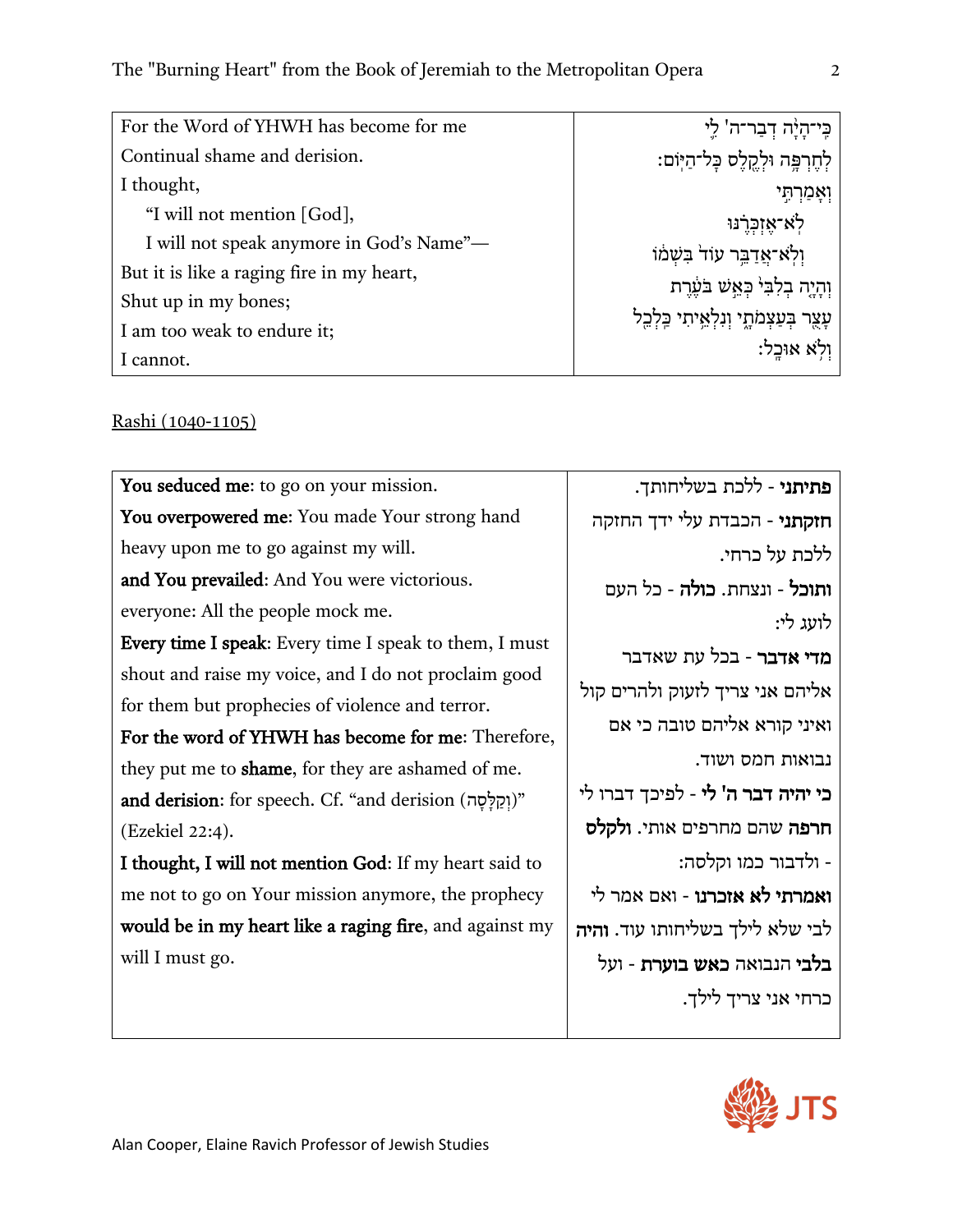| For the Word of YHWH has become for me<br>Continual shame and derision.<br>I thought,<br>"I will not mention [God],<br>I will not speak anymore in God's Name"—<br>But it is like a raging fire in my heart,<br>Shut up in my bones;<br>I am too weak to endure it;<br>I cannot. | כִּֽי־הָיָ֨ה דְבַר־ה' לִ֛י<br>לְחֶרְפָּ֥ה וּלְקֶ֖לֶס כָּל־הַיּֽוֹם׃<br>וְאָמַרְתִּ֣י<br>לֹֽא־אֶזְכְּרֶ֗נּוּ<br>וְלֹֽא־אֲדַבֵּ֥ר עוֹד֙ בִּשְׁמ֔וֹ<br>וְהָיָ֤ה בְלִבִּי֙ כְּאֵ֣שׁ בֹּעֶ֔רֶת<br>עָצֻ֖ר בְּעַצְמֹתָ֑י וְנִלְאֵ֥יתִי כַּלְכֵ֖ל<br>וְלֹ֥א אוּכָֽל׃ |
|---|---|

Rashi (1040-1105)

| **You seduced me**: to go on your mission.<br>**You overpowered me**: You made Your strong hand heavy upon me to go against my will.<br>**and You prevailed**: And You were victorious.<br>everyone: All the people mock me.<br>**Every time I speak**: Every time I speak to them, I must shout and raise my voice, and I do not proclaim good for them but prophecies of violence and terror.<br>**For the word of YHWH has become for me**: Therefore, they put me to **shame**, for they are ashamed of me.<br>**and derision**: for speech. Cf. "and derision (וְקַלָּסָה)" (Ezekiel 22:4).<br>**I thought, I will not mention God**: If my heart said to me not to go on Your mission anymore, the prophecy **would be in my heart like a raging fire**, and against my will I must go. | **פתיתני** - ללכת בשליחותך.<br>**חזקתני** - הכבדת עלי ידך החזקה ללכת על כרחי.<br>**ותוכל** - ונצחת. **כולה** - כל העם לועג לי:<br>**מדי אדבר** - בכל עת שאדבר אליהם אני צריך לזעוק ולהרים קול ואיני קורא אליהם טובה כי אם נבואות חמס ושוד.<br>**כי יהיה דבר ה' לי** - לפיכך דברו לי **חרפה** שהם מחרפים אותי. **ולקלס** - ולדבור כמו וקלסה:<br>**ואמרתי לא אזכרנו** - ואם אמר לי לבי שלא לילך בשליחותו עוד. **והיה בלבי** הנבואה **כאש בוערת** - ועל כרחי אני צריך לילך. |
|---|---|

Alan Cooper, Elaine Ravich Professor of Jewish Studies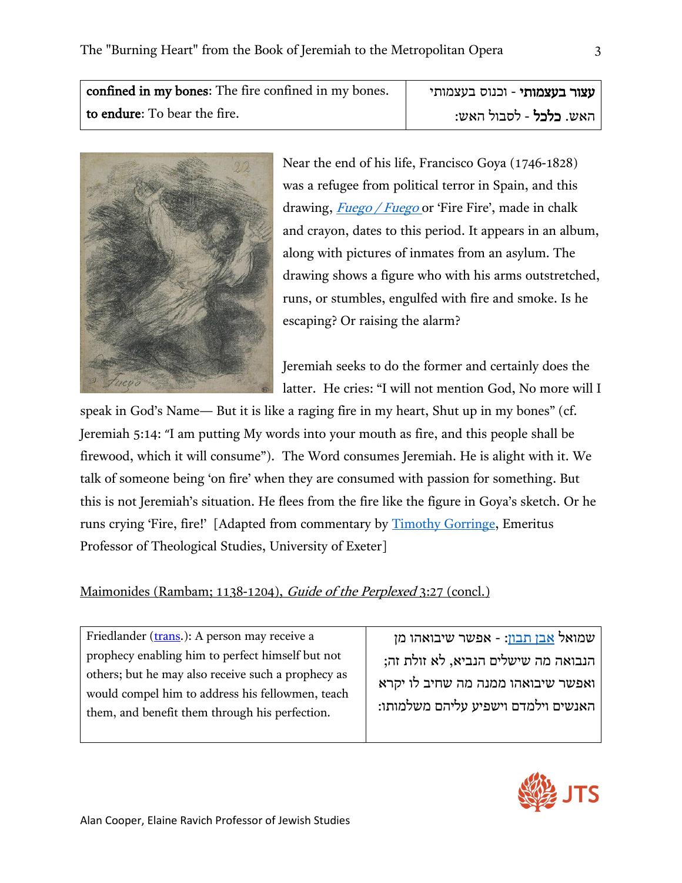| **confined in my bones**: The fire confined in my bones.<br>**to endure**: To bear the fire. | **עצור בעצמותי** - וכנוס בעצמותי<br>האש. **כלכל** - לסבול האש: |
|---|---|

Near the end of his life, Francisco Goya (1746-1828) was a refugee from political terror in Spain, and this drawing, *Fuego / Fuego* or 'Fire Fire', made in chalk and crayon, dates to this period. It appears in an album, along with pictures of inmates from an asylum. The drawing shows a figure who with his arms outstretched, runs, or stumbles, engulfed with fire and smoke. Is he escaping? Or raising the alarm?

Jeremiah seeks to do the former and certainly does the latter. He cries: "I will not mention God, No more will I speak in God's Name— But it is like a raging fire in my heart, Shut up in my bones" (cf. Jeremiah 5:14: "I am putting My words into your mouth as fire, and this people shall be firewood, which it will consume"). The Word consumes Jeremiah. He is alight with it. We talk of someone being 'on fire' when they are consumed with passion for something. But this is not Jeremiah's situation. He flees from the fire like the figure in Goya's sketch. Or he runs crying 'Fire, fire!' [Adapted from commentary by Timothy Gorringe, Emeritus Professor of Theological Studies, University of Exeter]

Maimonides (Rambam; 1138-1204), *Guide of the Perplexed* 3:27 (concl.)

| Friedlander (trans.): A person may receive a prophecy enabling him to perfect himself but not others; but he may also receive such a prophecy as would compel him to address his fellowmen, teach them, and benefit them through his perfection. | שמואל אבן תבון: - אפשר שיבואהו מן הנבואה מה שישלים הנביא, לא זולת זה; ואפשר שיבואהו ממנה מה שחיב לו יקרא האנשים וילמדם וישפיע עליהם משלמותו: |
|---|---|

Alan Cooper, Elaine Ravich Professor of Jewish Studies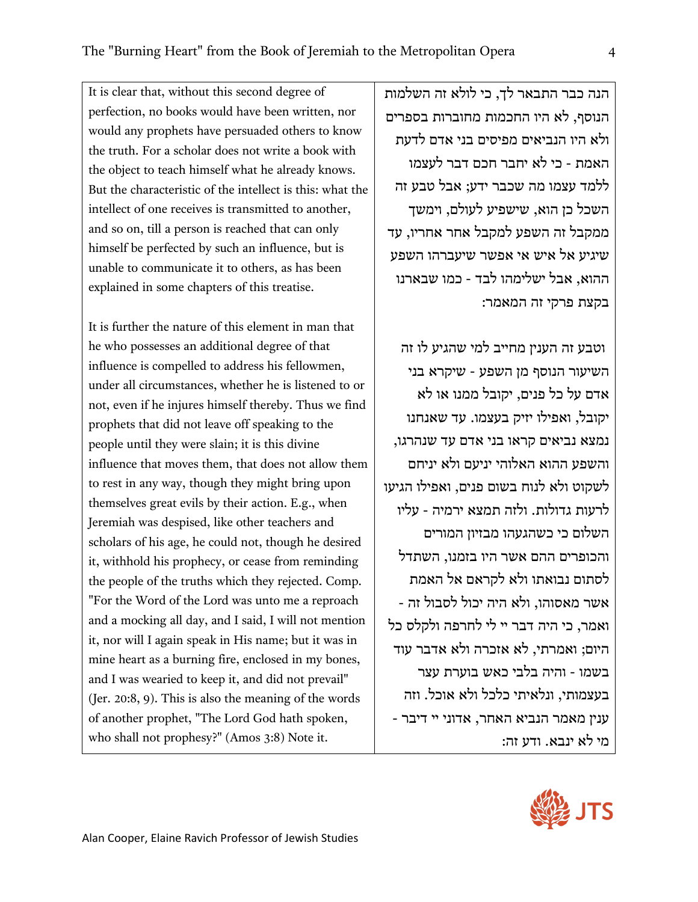| It is clear that, without this second degree of perfection, no books would have been written, nor would any prophets have persuaded others to know the truth. For a scholar does not write a book with the object to teach himself what he already knows. But the characteristic of the intellect is this: what the intellect of one receives is transmitted to another, and so on, till a person is reached that can only himself be perfected by such an influence, but is unable to communicate it to others, as has been explained in some chapters of this treatise.<br><br>It is further the nature of this element in man that he who possesses an additional degree of that influence is compelled to address his fellowmen, under all circumstances, whether he is listened to or not, even if he injures himself thereby. Thus we find prophets that did not leave off speaking to the people until they were slain; it is this divine influence that moves them, that does not allow them to rest in any way, though they might bring upon themselves great evils by their action. E.g., when Jeremiah was despised, like other teachers and scholars of his age, he could not, though he desired it, withhold his prophecy, or cease from reminding the people of the truths which they rejected. Comp. "For the Word of the Lord was unto me a reproach and a mocking all day, and I said, I will not mention it, nor will I again speak in His name; but it was in mine heart as a burning fire, enclosed in my bones, and I was wearied to keep it, and did not prevail" (Jer. 20:8, 9). This is also the meaning of the words of another prophet, "The Lord God hath spoken, who shall not prophesy?" (Amos 3:8) Note it. | הנה כבר התבאר לך, כי לולא זה השלמות הנוסף, לא היו החכמות מחוברות בספרים ולא היו הנביאים מפיסים בני אדם לדעת האמת - כי לא יחבר חכם דבר לעצמו ללמד עצמו מה שכבר ידע; אבל טבע זה השכל כן הוא, שישפיע לעולם, וימשך ממקבל זה השפע למקבל אחר אחריו, עד שיגיע אל איש אי אפשר שיעברהו השפע ההוא, אבל ישלימהו לבד - כמו שבארנו בקצת פרקי זה המאמר:<br><br>וטבע זה הענין מחייב למי שהגיע לו זה השיעור הנוסף מן השפע - שיקרא בני אדם על כל פנים, יקובל ממנו או לא יקובל, ואפילו יזיק בעצמו. עד שאנחנו נמצא נביאים קראו בני אדם עד שנהרגו, והשפע ההוא האלוהי יניעם ולא יניחם לשקוט ולא לנוח בשום פנים, ואפילו הגיעו לרעות גדולות. ולזה תמצא ירמיה - עליו השלום כי כשהגעהו מבזיון המורים והכופרים ההם אשר היו בזמנו, השתדל לסתום נבואתו ולא לקראם אל האמת אשר מאסוהו, ולא היה יכול לסבול זה - ואמר, כי היה דבר יי לי לחרפה ולקלס כל היום; ואמרתי, לא אזכרה ולא אדבר עוד בשמו - והיה בלבי כאש בוערת עצר בעצמותי, ונלאיתי כלכל ולא אוכל. וזה ענין מאמר הנביא האחר, אדוני יי דיבר - מי לא ינבא. ודע זה: |
|---|---|

Alan Cooper, Elaine Ravich Professor of Jewish Studies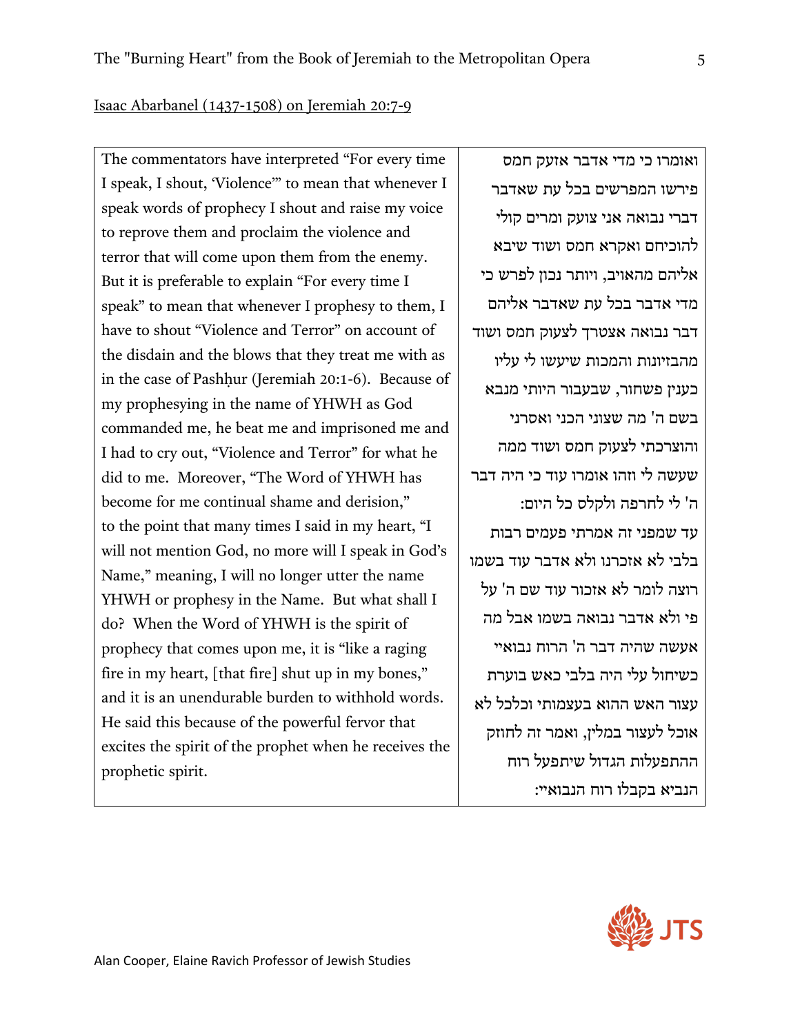Isaac Abarbanel (1437-1508) on Jeremiah 20:7-9

| | |
|---|---|
| The commentators have interpreted "For every time I speak, I shout, 'Violence'" to mean that whenever I speak words of prophecy I shout and raise my voice to reprove them and proclaim the violence and terror that will come upon them from the enemy. But it is preferable to explain "For every time I speak" to mean that whenever I prophesy to them, I have to shout "Violence and Terror" on account of the disdain and the blows that they treat me with as in the case of Pashḥur (Jeremiah 20:1-6). Because of my prophesying in the name of YHWH as God commanded me, he beat me and imprisoned me and I had to cry out, "Violence and Terror" for what he did to me. Moreover, "The Word of YHWH has become for me continual shame and derision," to the point that many times I said in my heart, "I will not mention God, no more will I speak in God's Name," meaning, I will no longer utter the name YHWH or prophesy in the Name. But what shall I do? When the Word of YHWH is the spirit of prophecy that comes upon me, it is "like a raging fire in my heart, [that fire] shut up in my bones," and it is an unendurable burden to withhold words. He said this because of the powerful fervor that excites the spirit of the prophet when he receives the prophetic spirit. | ואומרו כי מדי אדבר אזעק חמס פירשו המפרשים בכל עת שאדבר דברי נבואה אני צועק ומרים קולי להוכיחם ואקרא חמס ושוד שיבא אליהם מהאויב, ויותר נכון לפרש כי מדי אדבר בכל עת שאדבר אליהם דבר נבואה אצטרך לצעוק חמס ושוד מהבזיונות והמכות שיעשו לי עליו כענין פשחור, שבעבור היותי מנבא בשם ה' מה שצוני הכני ואסרני והוצרכתי לצעוק חמס ושוד ממה שעשה לי וזהו אומרו עוד כי היה דבר ה' לי לחרפה ולקלס כל היום: עד שמפני זה אמרתי פעמים רבות בלבי לא אזכרנו ולא אדבר עוד בשמו רוצה לומר לא אזכור עוד שם ה' על פי ולא אדבר נבואה בשמו אבל מה אעשה שהיה דבר ה' הרוח נבואיי כשיחול עלי היה בלבי כאש בוערת עצור האש ההוא בעצמותי וכלכל לא אוכל לעצור במלין, ואמר זה לחוזק ההתפעלות הגדול שיתפעל רוח הנביא בקבלו רוח הנבואיי: |

Alan Cooper, Elaine Ravich Professor of Jewish Studies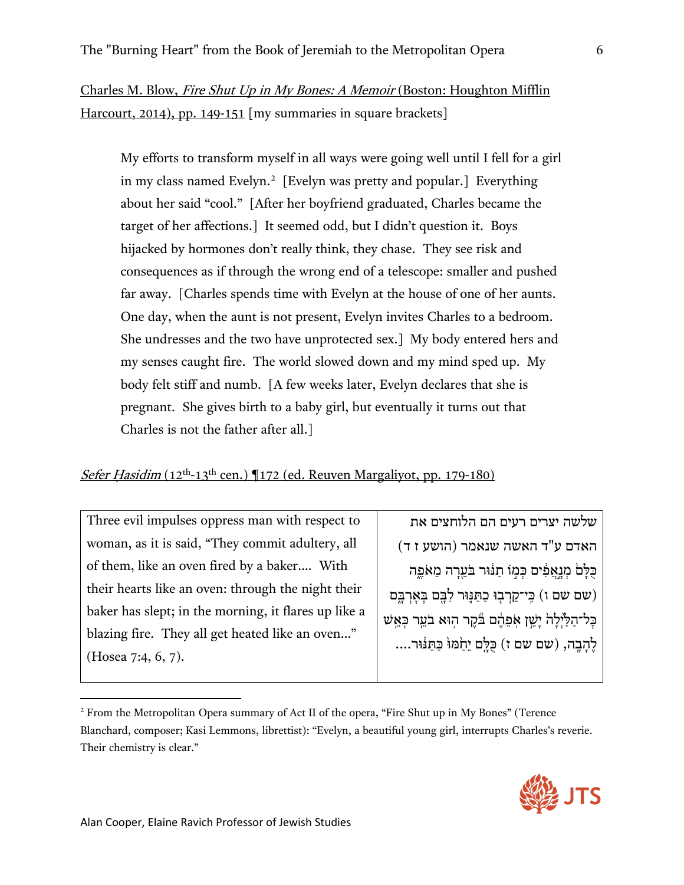Charles M. Blow, *Fire Shut Up in My Bones: A Memoir* (Boston: Houghton Mifflin Harcourt, 2014), pp. 149-151 [my summaries in square brackets]

> My efforts to transform myself in all ways were going well until I fell for a girl in my class named Evelyn.[2] [Evelyn was pretty and popular.] Everything about her said "cool." [After her boyfriend graduated, Charles became the target of her affections.] It seemed odd, but I didn't question it. Boys hijacked by hormones don't really think, they chase. They see risk and consequences as if through the wrong end of a telescope: smaller and pushed far away. [Charles spends time with Evelyn at the house of one of her aunts. One day, when the aunt is not present, Evelyn invites Charles to a bedroom. She undresses and the two have unprotected sex.] My body entered hers and my senses caught fire. The world slowed down and my mind sped up. My body felt stiff and numb. [A few weeks later, Evelyn declares that she is pregnant. She gives birth to a baby girl, but eventually it turns out that Charles is not the father after all.]

*Sefer Ḥasidim* (12th-13th cen.) ¶172 (ed. Reuven Margaliyot, pp. 179-180)

| | |
|---|---|
| Three evil impulses oppress man with respect to woman, as it is said, "They commit adultery, all of them, like an oven fired by a baker.... With their hearts like an oven: through the night their baker has slept; in the morning, it flares up like a blazing fire. They all get heated like an oven..." (Hosea 7:4, 6, 7). | שלשה יצרים רעים הם הלוחצים את האדם ע"ד האשה שנאמר (הושע ז ד) כֻּלָּם֙ מְנָ֣אֲפִ֔ים כְּמ֣וֹ תַנּ֔וּר בֹּעֵ֖רָה מֵאֹפֶ֑ה (שם שם ו) כִּֽי־קֵרְב֧וּ כַתַּנּ֛וּר לִבָּ֖ם בְּאָרְבָּ֑ם כָּל־הַלַּ֙יְלָה֙ יָשֵׁ֣ן אֹֽפֵהֶ֔ם בֹּ֕קֶר ה֥וּא בֹעֵ֖ר כְּאֵ֥שׁ לֶהָבָֽה, (שם שם ז) כֻּלָּ֤ם יֵחַ֙מּוּ֙ כַּתַּנּ֔וּר.... |

[2] From the Metropolitan Opera summary of Act II of the opera, "Fire Shut up in My Bones" (Terence Blanchard, composer; Kasi Lemmons, librettist): "Evelyn, a beautiful young girl, interrupts Charles's reverie. Their chemistry is clear."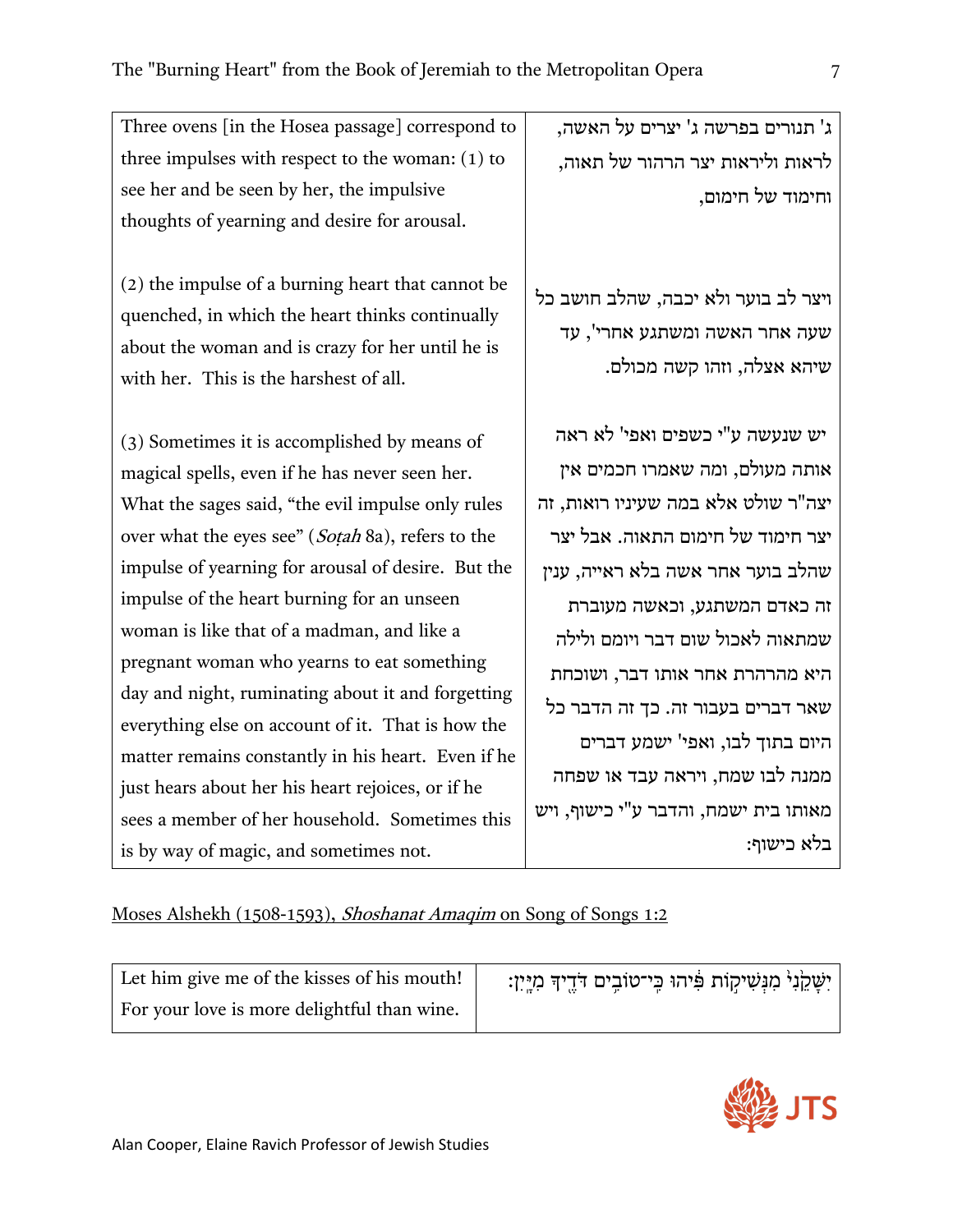| Three ovens [in the Hosea passage] correspond to three impulses with respect to the woman: (1) to see her and be seen by her, the impulsive thoughts of yearning and desire for arousal. | ג' תנורים בפרשה ג' יצרים על האשה, לראות וליראות יצר הרהור של תאוה, וחימוד של חימום, |
|---|---|
| (2) the impulse of a burning heart that cannot be quenched, in which the heart thinks continually about the woman and is crazy for her until he is with her. This is the harshest of all. | ויצר לב בוער ולא יכבה, שהלב חושב כל שעה אחר האשה ומשתגע אחרי', עד שיהא אצלה, וזהו קשה מכולם. |
| (3) Sometimes it is accomplished by means of magical spells, even if he has never seen her. What the sages said, "the evil impulse only rules over what the eyes see" (*Soṭah* 8a), refers to the impulse of yearning for arousal of desire. But the impulse of the heart burning for an unseen woman is like that of a madman, and like a pregnant woman who yearns to eat something day and night, ruminating about it and forgetting everything else on account of it. That is how the matter remains constantly in his heart. Even if he just hears about her his heart rejoices, or if he sees a member of her household. Sometimes this is by way of magic, and sometimes not. | יש שנעשה ע"י כשפים ואפי' לא ראה אותה מעולם, ומה שאמרו חכמים אין יצה"ר שולט אלא במה שעיניו רואות, זה יצר חימוד של חימום התאוה. אבל יצר שהלב בוער אחר אשה בלא ראייה, ענין זה כאדם המשתגע, וכאשה מעוברת שמתאוה לאכול שום דבר ויומם ולילה היא מהרהרת אחר אותו דבר, ושוכחת שאר דברים בעבור זה. כך זה הדבר כל היום בתוך לבו, ואפי' ישמע דברים ממנה לבו שמח, ויראה עבד או שפחה מאותו בית ישמח, והדבר ע"י כישוף, ויש בלא כישוף: |

Moses Alshekh (1508-1593), *Shoshanat Amaqim* on Song of Songs 1:2

| Let him give me of the kisses of his mouth! For your love is more delightful than wine. | יִשָּׁקֵ֙נִי֙ מִנְּשִׁיק֣וֹת פִּ֔יהוּ כִּֽי־טוֹבִ֥ים דֹּדֶ֖יךָ מִיָּֽיִן׃ |
|---|---|

Alan Cooper, Elaine Ravich Professor of Jewish Studies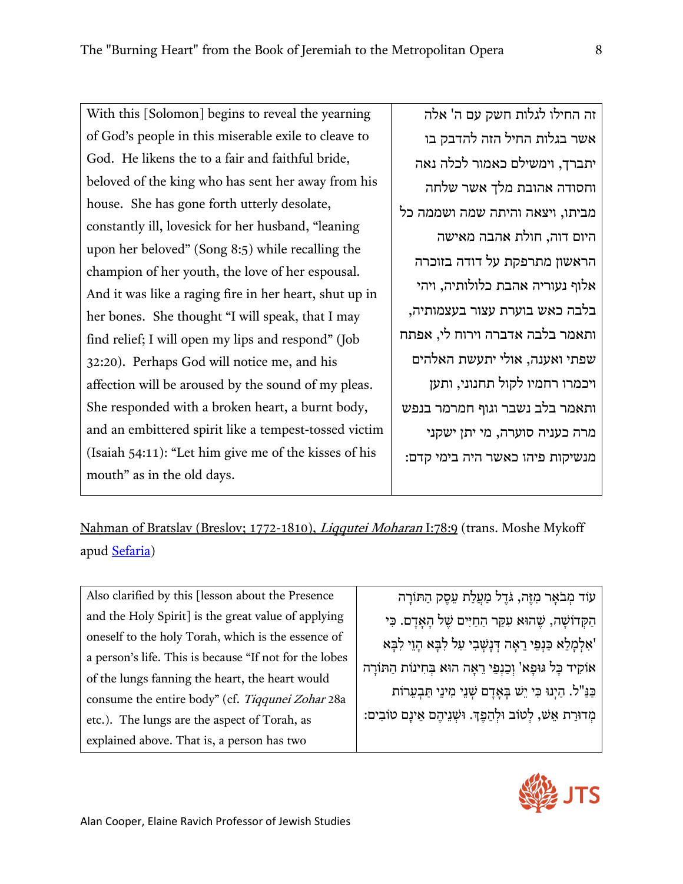| With this [Solomon] begins to reveal the yearning of God's people in this miserable exile to cleave to God. He likens the to a fair and faithful bride, beloved of the king who has sent her away from his house. She has gone forth utterly desolate, constantly ill, lovesick for her husband, "leaning upon her beloved" (Song 8:5) while recalling the champion of her youth, the love of her espousal. And it was like a raging fire in her heart, shut up in her bones. She thought "I will speak, that I may find relief; I will open my lips and respond" (Job 32:20). Perhaps God will notice me, and his affection will be aroused by the sound of my pleas. She responded with a broken heart, a burnt body, and an embittered spirit like a tempest-tossed victim (Isaiah 54:11): "Let him give me of the kisses of his mouth" as in the old days. | זה החילו לגלות חשק עם ה' אלה אשר בגלות החיל הזה להדבק בו יתברך, וימשילם כאמור לכלה נאה וחסודה אהובת מלך אשר שלחה מביתו, ויצאה והיתה שמה ושממה כל היום דוה, חולת אהבה מאישה הראשון מתרפקת על דודה בזוכרה אלוף נעוריה אהבת כלולותיה, ויהי בלבה כאש בוערת עצור בעצמותיה, ותאמר בלבה אדברה וירוח לי, אפתח שפתי ואענה, אולי יתעשת האלהים ויכמרו רחמיו לקול תחנוני, ותען ותאמר בלב נשבר וגוף חמרמר בנפש מרה כעניה סוערה, מי יתן ישקני מנשיקות פיהו כאשר היה בימי קדם: |
|---|---|

Nahman of Bratslav (Breslov; 1772-1810), *Liqqutei Moharan* I:78:9 (trans. Moshe Mykoff apud Sefaria)

| Also clarified by this [lesson about the Presence and the Holy Spirit] is the great value of applying oneself to the holy Torah, which is the essence of a person's life. This is because "If not for the lobes of the lungs fanning the heart, the heart would consume the entire body" (cf. *Tiqqunei Zohar* 28a etc.). The lungs are the aspect of Torah, as explained above. That is, a person has two | עוֹד מְבֹאָר מִזֶּה, גֹּדֶל מַעֲלַת עֵסֶק הַתּוֹרָה הַקְּדוֹשָׁה, שֶׁהוּא עִקַּר הַחַיִּים שֶׁל הָאָדָם. כִּי 'אִלְמָלֵא כַּנְפֵי רֵאָה דְּנָשְׁבֵי עַל לִבָּא הֲוֵי לִבָּא אוֹקִיד כָּל גּוּפָא' וְכַנְפֵי רֵאָה הוּא בְּחִינוֹת הַתּוֹרָה כַּנַּ"ל. הַיְנוּ כִּי יֵשׁ בְּאָדָם שְׁנֵי מִינֵי תַּבְעֵרוֹת מְדוּרַת אֵשׁ, לְטוֹב וּלְהֵפֶךְ. וּשְׁנֵיהֶם אֵינָם טוֹבִים: |
|---|---|

Alan Cooper, Elaine Ravich Professor of Jewish Studies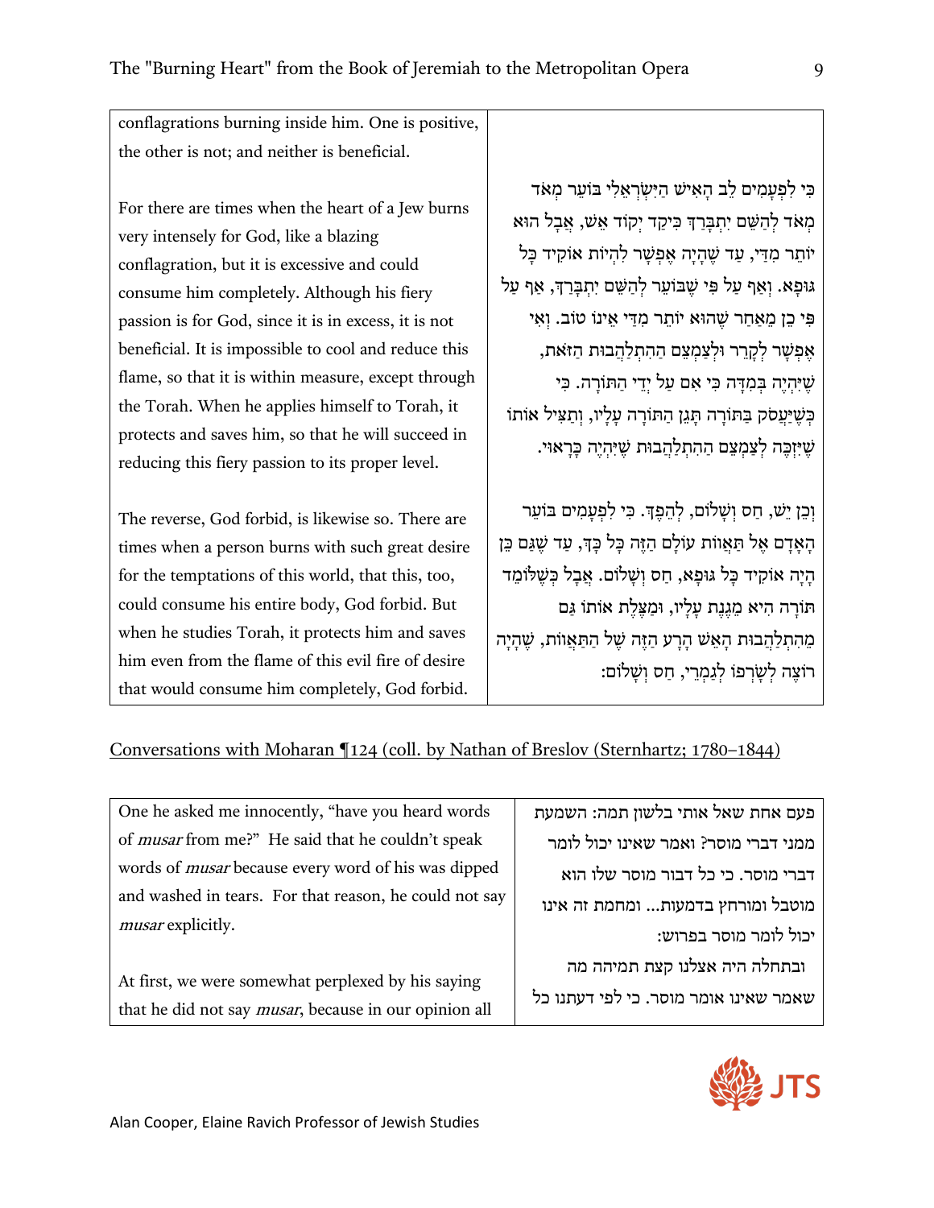| | |
|---|---|
| conflagrations burning inside him. One is positive, the other is not; and neither is beneficial.<br><br>For there are times when the heart of a Jew burns very intensely for God, like a blazing conflagration, but it is excessive and could consume him completely. Although his fiery passion is for God, since it is in excess, it is not beneficial. It is impossible to cool and reduce this flame, so that it is within measure, except through the Torah. When he applies himself to Torah, it protects and saves him, so that he will succeed in reducing this fiery passion to its proper level.<br><br>The reverse, God forbid, is likewise so. There are times when a person burns with such great desire for the temptations of this world, that this, too, could consume his entire body, God forbid. But when he studies Torah, it protects him and saves him even from the flame of this evil fire of desire that would consume him completely, God forbid. | כִּי לִפְעָמִים לֵב הָאִישׁ הַיִּשְׂרְאֵלִי בּוֹעֵר מְאֹד מְאֹד לְהַשֵּׁם יִתְבָּרַךְ כִּיקַד יְקוֹד אֵשׁ, אֲבָל הוּא יוֹתֵר מִדַּי, עַד שֶׁהָיָה אֶפְשָׁר לִהְיוֹת אוֹקִיד כָּל גּוּפָא. וְאַף עַל פִּי שֶׁבּוֹעֵר לְהַשֵּׁם יִתְבָּרַךְ, אַף עַל פִּי כֵן מֵאַחַר שֶׁהוּא יוֹתֵר מִדַּי אֵינוֹ טוֹב. וְאִי אֶפְשָׁר לְקָרֵר וּלְצַמְצֵם הַהִתְלַהֲבוּת הַזֹּאת, שֶׁיִּהְיֶה בְּמִדָּה כִּי אִם עַל יְדֵי הַתּוֹרָה. כִּי כְּשֶׁיַּעֲסֹק בַּתּוֹרָה תָּגֵן הַתּוֹרָה עָלָיו, וְתַצִּיל אוֹתוֹ שֶׁיִּזְכֶּה לְצַמְצֵם הַהִתְלַהֲבוּת שֶׁיִּהְיֶה כָּרָאוּי.<br><br>וְכֵן יֵשׁ, חַס וְשָׁלוֹם, לְהֵפֶךְ. כִּי לִפְעָמִים בּוֹעֵר הָאָדָם אֶל תַּאֲווֹת עוֹלָם הַזֶּה כָּל כָּךְ, עַד שֶׁגַּם כֵּן הָיָה אוֹקִיד כָּל גּוּפָא, חַס וְשָׁלוֹם. אֲבָל כְּשֶׁלּוֹמֵד תּוֹרָה הִיא מְגִנַּת עָלָיו, וּמַצֶּלֶת אוֹתוֹ גַּם מֵהִתְלַהֲבוּת הָאֵשׁ הָרַע הַזֶּה שֶׁל הַתַּאֲווֹת, שֶׁהָיָה רוֹצֶה לְשָׂרְפוֹ לְגַמְרֵי, חַס וְשָׁלוֹם: |

Conversations with Moharan ¶124 (coll. by Nathan of Breslov (Sternhartz; 1780–1844)

| | |
|---|---|
| One he asked me innocently, "have you heard words of *musar* from me?" He said that he couldn't speak words of *musar* because every word of his was dipped and washed in tears. For that reason, he could not say *musar* explicitly.<br><br>At first, we were somewhat perplexed by his saying that he did not say *musar*, because in our opinion all | פעם אחת שאל אותי בלשון תמה: השמעת ממני דברי מוסר? ואמר שאינו יכול לומר דברי מוסר. כי כל דבור מוסר שלו הוא מוטבל ומורחץ בדמעות... ומחמת זה אינו יכול לומר מוסר בפרוש:<br><br>ובתחלה היה אצלנו קצת תמיהה מה שאמר שאינו אומר מוסר. כי לפי דעתנו כל |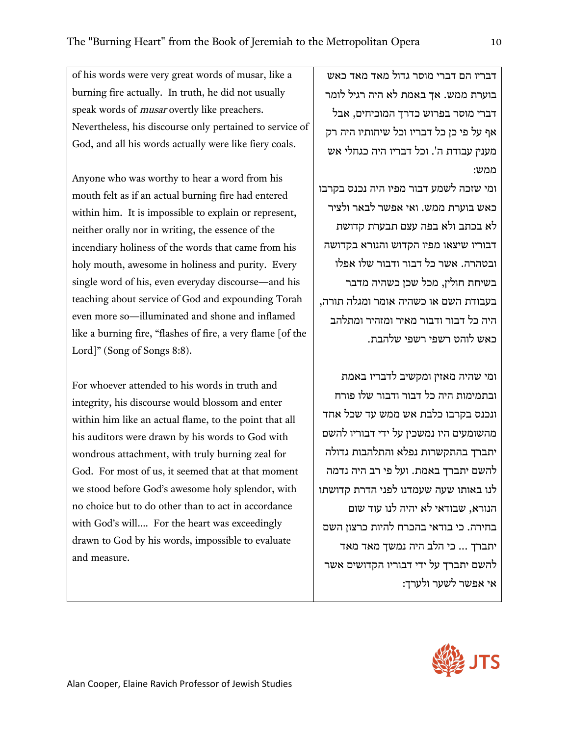| | |
|---|---|
| of his words were very great words of musar, like a burning fire actually. In truth, he did not usually speak words of *musar* overtly like preachers. Nevertheless, his discourse only pertained to service of God, and all his words actually were like fiery coals. | דבריו הם דברי מוסר גדול מאד מאד כאש בוערת ממש. אך באמת לא היה רגיל לומר דברי מוסר בפרוש כדרך המוכיחים, אבל אף על פי כן כל דבריו וכל שיחותיו היה רק מענין עבודת ה'. וכל דבריו היה כגחלי אש ממש: |
| Anyone who was worthy to hear a word from his mouth felt as if an actual burning fire had entered within him. It is impossible to explain or represent, neither orally nor in writing, the essence of the incendiary holiness of the words that came from his holy mouth, awesome in holiness and purity. Every single word of his, even everyday discourse—and his teaching about service of God and expounding Torah even more so—illuminated and shone and inflamed like a burning fire, "flashes of fire, a very flame [of the Lord]" (Song of Songs 8:8). | ומי שזכה לשמע דבור מפיו היה נכנס בקרבו כאש בוערת ממש. ואי אפשר לבאר ולציר לא בכתב ולא בפה עצם תבערת קדושת דבוריו שיצאו מפיו הקדוש והנורא בקדושה ובטהרה. אשר כל דבור ודבור שלו אפלו בשיחת חולין, מכל שכן כשהיה מדבר בעבודת השם או כשהיה אומר ומגלה תורה, היה כל דבור ודבור מאיר ומזהיר ומתלהב כאש לוהט רשפי רשפי שלהבת. |
| For whoever attended to his words in truth and integrity, his discourse would blossom and enter within him like an actual flame, to the point that all his auditors were drawn by his words to God with wondrous attachment, with truly burning zeal for God. For most of us, it seemed that at that moment we stood before God's awesome holy splendor, with no choice but to do other than to act in accordance with God's will.... For the heart was exceedingly drawn to God by his words, impossible to evaluate and measure. | ומי שהיה מאזין ומקשיב לדבריו באמת ובתמימות היה כל דבור ודבור שלו פורח ונכנס בקרבו כלבת אש ממש עד שכל אחד מהשומעים היו נמשכין על ידי דבוריו להשם יתברך בהתקשרות נפלא והתלהבות גדולה להשם יתברך באמת. ועל פי רב היה נדמה לנו באותו שעה שעמדנו לפני הדרת קדושתו הנורא, שבודאי לא יהיה לנו עוד שום בחירה. כי בודאי בהכרח להיות כרצון השם יתברך ... כי הלב היה נמשך מאד מאד להשם יתברך על ידי דבוריו הקדושים אשר אי אפשר לשער ולערך: |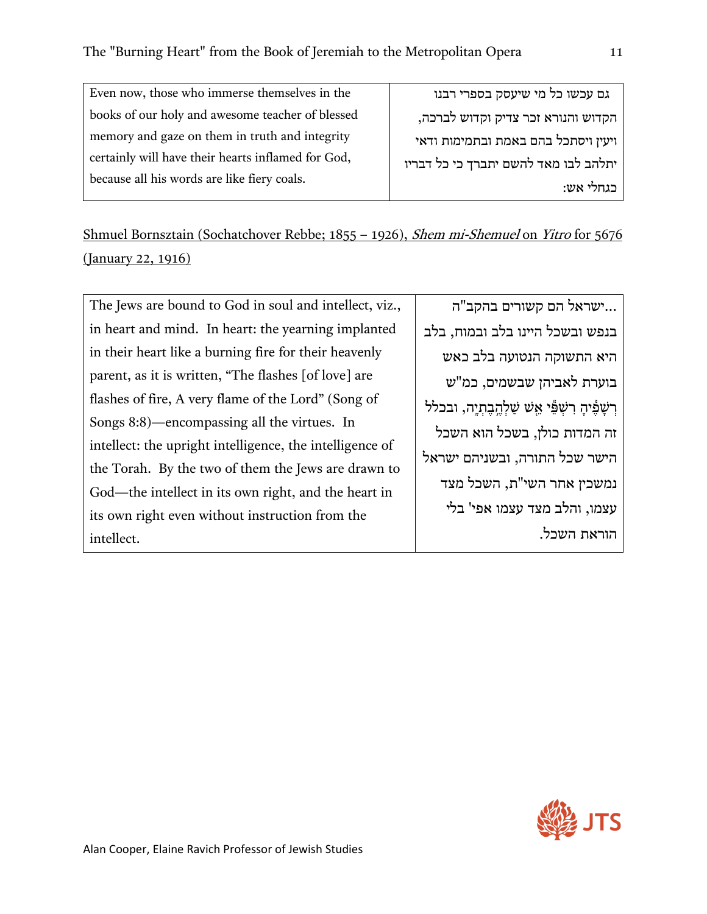| | |
|---|---|
| Even now, those who immerse themselves in the books of our holy and awesome teacher of blessed memory and gaze on them in truth and integrity certainly will have their hearts inflamed for God, because all his words are like fiery coals. | גם עכשו כל מי שיעסק בספרי רבנו הקדוש והנורא זכר צדיק וקדוש לברכה, ויעין ויסתכל בהם באמת ובתמימות ודאי יתלהב לבו מאד להשם יתברך כי כל דבריו כגחלי אש: |

Shmuel Bornsztain (Sochatchover Rebbe; 1855 – 1926), *Shem mi-Shemuel* on *Yitro* for 5676 (January 22, 1916)

| | |
|---|---|
| The Jews are bound to God in soul and intellect, viz., in heart and mind. In heart: the yearning implanted in their heart like a burning fire for their heavenly parent, as it is written, "The flashes [of love] are flashes of fire, A very flame of the Lord" (Song of Songs 8:8)—encompassing all the virtues. In intellect: the upright intelligence, the intelligence of the Torah. By the two of them the Jews are drawn to God—the intellect in its own right, and the heart in its own right even without instruction from the intellect. | ...ישראל הם קשורים בהקב"ה בנפש ובשכל היינו בלב ובמוח, בלב היא התשוקה הנטועה בלב כאש בוערת לאביהן שבשמים, כמ"ש רְשָׁפֶיהָ רִשְׁפֵּי אֵשׁ שַׁלְהֶבֶתְיָה, ובכלל זה המדות כולן, בשכל הוא השכל הישר שכל התורה, ובשניהם ישראל נמשכין אחר השי"ת, השכל מצד עצמו, והלב מצד עצמו אפי' בלי הוראת השכל. |